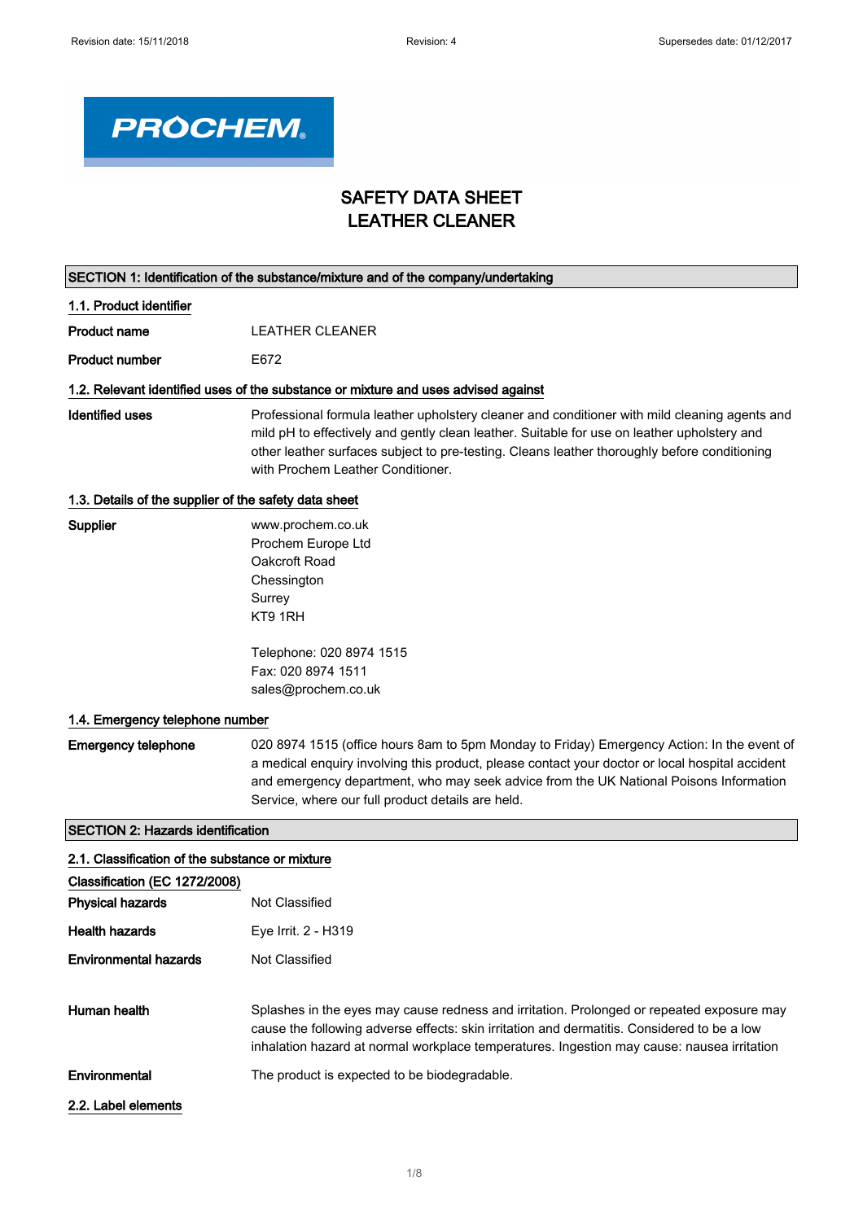# SAFETY DATA SHEET
# LEATHER CLEANER

## SECTION 1: Identification of the substance/mixture and of the company/undertaking

### 1.1. Product identifier

**Product name** LEATHER CLEANER

**Product number** E672

### 1.2. Relevant identified uses of the substance or mixture and uses advised against

**Identified uses** Professional formula leather upholstery cleaner and conditioner with mild cleaning agents and mild pH to effectively and gently clean leather. Suitable for use on leather upholstery and other leather surfaces subject to pre-testing. Cleans leather thoroughly before conditioning with Prochem Leather Conditioner.

### 1.3. Details of the supplier of the safety data sheet

**Supplier**
www.prochem.co.uk
Prochem Europe Ltd
Oakcroft Road
Chessington
Surrey
KT9 1RH

Telephone: 020 8974 1515
Fax: 020 8974 1511
sales@prochem.co.uk

### 1.4. Emergency telephone number

**Emergency telephone** 020 8974 1515 (office hours 8am to 5pm Monday to Friday) Emergency Action: In the event of a medical enquiry involving this product, please contact your doctor or local hospital accident and emergency department, who may seek advice from the UK National Poisons Information Service, where our full product details are held.

## SECTION 2: Hazards identification

### 2.1. Classification of the substance or mixture

**Classification (EC 1272/2008)**

**Physical hazards** Not Classified

**Health hazards** Eye Irrit. 2 - H319

**Environmental hazards** Not Classified

**Human health** Splashes in the eyes may cause redness and irritation. Prolonged or repeated exposure may cause the following adverse effects: skin irritation and dermatitis. Considered to be a low inhalation hazard at normal workplace temperatures. Ingestion may cause: nausea irritation

**Environmental** The product is expected to be biodegradable.

### 2.2. Label elements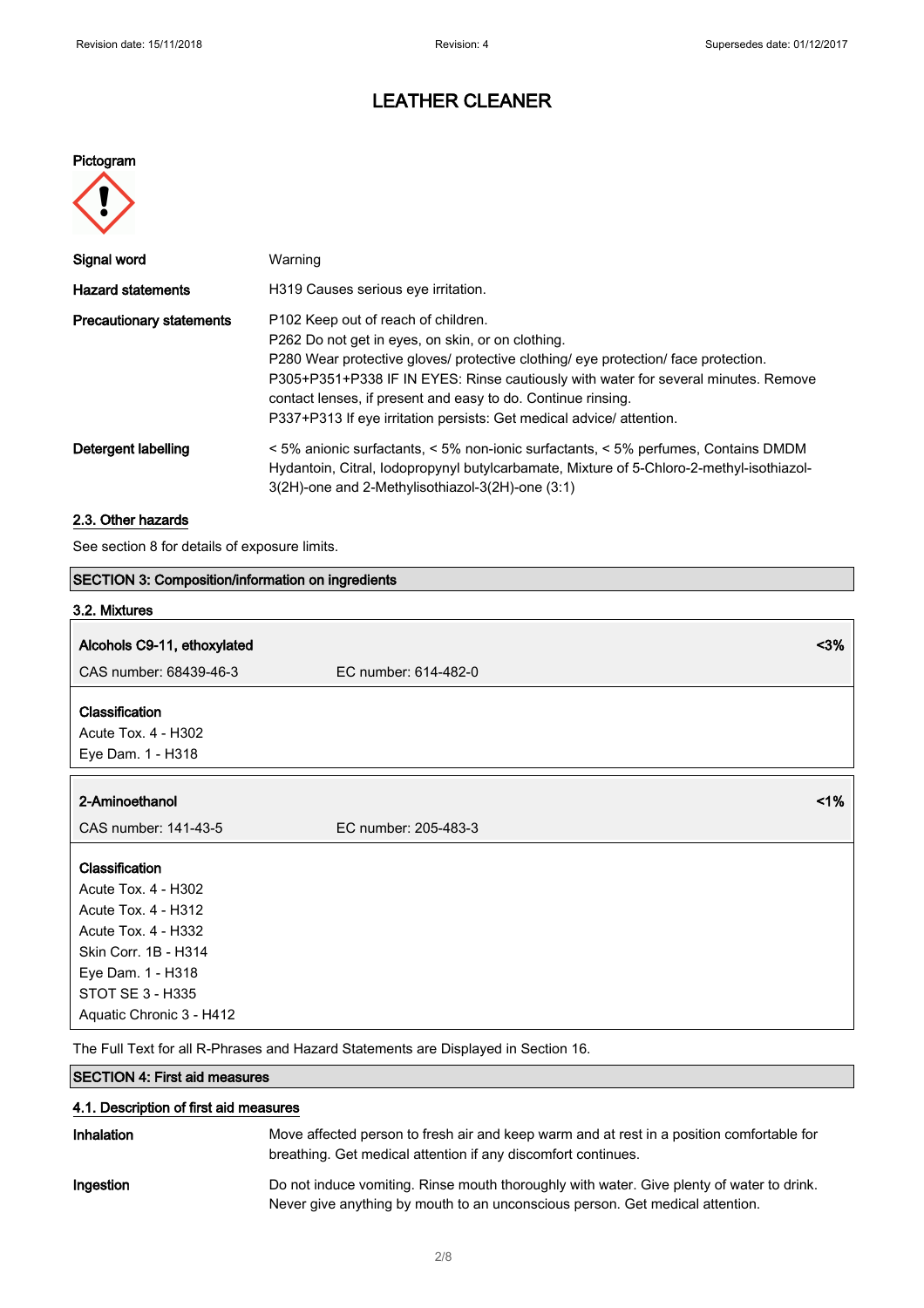# LEATHER CLEANER

**Pictogram**

| | |
|---|---|
| **Signal word** | Warning |
| **Hazard statements** | H319 Causes serious eye irritation. |
| **Precautionary statements** | P102 Keep out of reach of children.<br>P262 Do not get in eyes, on skin, or on clothing.<br>P280 Wear protective gloves/ protective clothing/ eye protection/ face protection.<br>P305+P351+P338 IF IN EYES: Rinse cautiously with water for several minutes. Remove contact lenses, if present and easy to do. Continue rinsing.<br>P337+P313 If eye irritation persists: Get medical advice/ attention. |
| **Detergent labelling** | < 5% anionic surfactants, < 5% non-ionic surfactants, < 5% perfumes, Contains DMDM Hydantoin, Citral, Iodopropynyl butylcarbamate, Mixture of 5-Chloro-2-methyl-isothiazol-3(2H)-one and 2-Methylisothiazol-3(2H)-one (3:1) |

### 2.3. Other hazards

See section 8 for details of exposure limits.

## SECTION 3: Composition/information on ingredients

### 3.2. Mixtures

**Alcohols C9-11, ethoxylated** — <3%

CAS number: 68439-46-3 EC number: 614-482-0

**Classification**
Acute Tox. 4 - H302
Eye Dam. 1 - H318

**2-Aminoethanol** — <1%

CAS number: 141-43-5 EC number: 205-483-3

**Classification**
Acute Tox. 4 - H302
Acute Tox. 4 - H312
Acute Tox. 4 - H332
Skin Corr. 1B - H314
Eye Dam. 1 - H318
STOT SE 3 - H335
Aquatic Chronic 3 - H412

The Full Text for all R-Phrases and Hazard Statements are Displayed in Section 16.

## SECTION 4: First aid measures

### 4.1. Description of first aid measures

| | |
|---|---|
| **Inhalation** | Move affected person to fresh air and keep warm and at rest in a position comfortable for breathing. Get medical attention if any discomfort continues. |
| **Ingestion** | Do not induce vomiting. Rinse mouth thoroughly with water. Give plenty of water to drink. Never give anything by mouth to an unconscious person. Get medical attention. |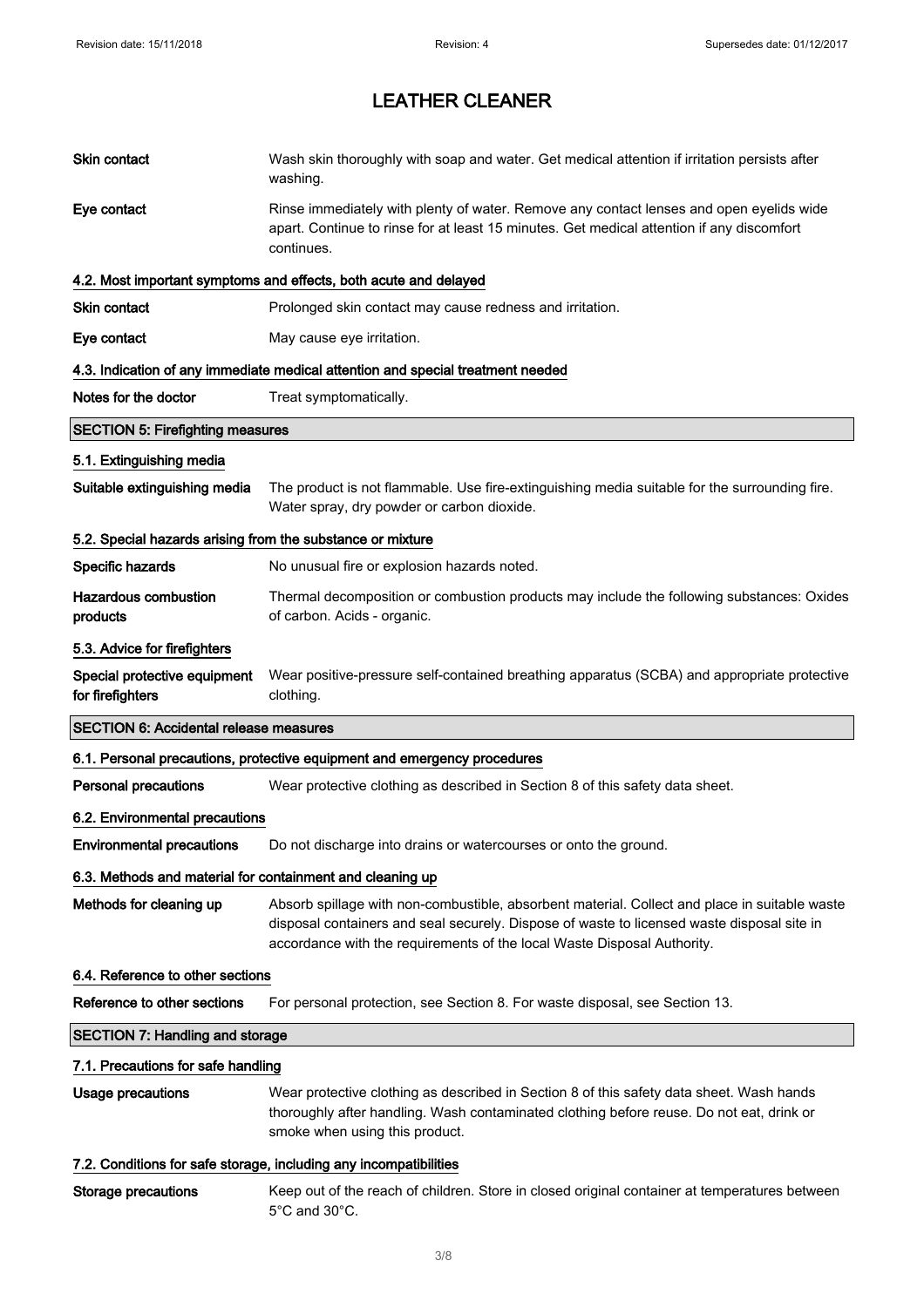# LEATHER CLEANER

**Skin contact** Wash skin thoroughly with soap and water. Get medical attention if irritation persists after washing.

**Eye contact** Rinse immediately with plenty of water. Remove any contact lenses and open eyelids wide apart. Continue to rinse for at least 15 minutes. Get medical attention if any discomfort continues.

### 4.2. Most important symptoms and effects, both acute and delayed

**Skin contact** Prolonged skin contact may cause redness and irritation.

**Eye contact** May cause eye irritation.

### 4.3. Indication of any immediate medical attention and special treatment needed

**Notes for the doctor** Treat symptomatically.

## SECTION 5: Firefighting measures

### 5.1. Extinguishing media

**Suitable extinguishing media** The product is not flammable. Use fire-extinguishing media suitable for the surrounding fire. Water spray, dry powder or carbon dioxide.

### 5.2. Special hazards arising from the substance or mixture

**Specific hazards** No unusual fire or explosion hazards noted.

**Hazardous combustion products** Thermal decomposition or combustion products may include the following substances: Oxides of carbon. Acids - organic.

### 5.3. Advice for firefighters

**Special protective equipment for firefighters** Wear positive-pressure self-contained breathing apparatus (SCBA) and appropriate protective clothing.

## SECTION 6: Accidental release measures

### 6.1. Personal precautions, protective equipment and emergency procedures

**Personal precautions** Wear protective clothing as described in Section 8 of this safety data sheet.

### 6.2. Environmental precautions

**Environmental precautions** Do not discharge into drains or watercourses or onto the ground.

### 6.3. Methods and material for containment and cleaning up

**Methods for cleaning up** Absorb spillage with non-combustible, absorbent material. Collect and place in suitable waste disposal containers and seal securely. Dispose of waste to licensed waste disposal site in accordance with the requirements of the local Waste Disposal Authority.

### 6.4. Reference to other sections

**Reference to other sections** For personal protection, see Section 8. For waste disposal, see Section 13.

## SECTION 7: Handling and storage

### 7.1. Precautions for safe handling

**Usage precautions** Wear protective clothing as described in Section 8 of this safety data sheet. Wash hands thoroughly after handling. Wash contaminated clothing before reuse. Do not eat, drink or smoke when using this product.

### 7.2. Conditions for safe storage, including any incompatibilities

**Storage precautions** Keep out of the reach of children. Store in closed original container at temperatures between 5°C and 30°C.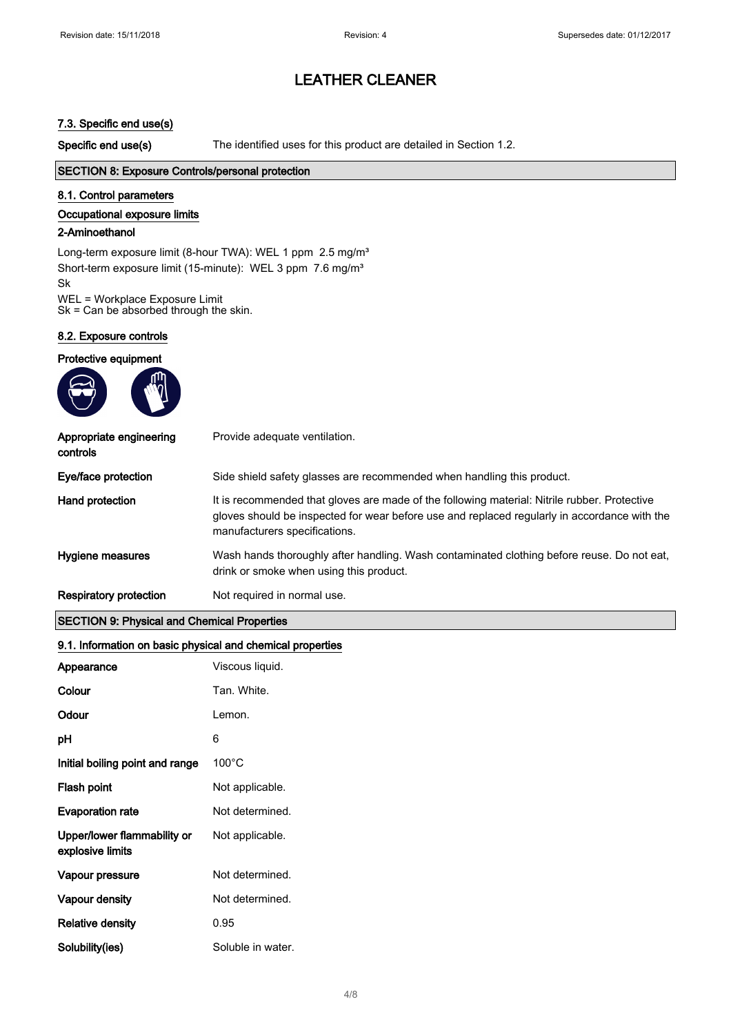# LEATHER CLEANER

### 7.3. Specific end use(s)

| | |
|---|---|
| **Specific end use(s)** | The identified uses for this product are detailed in Section 1.2. |

## SECTION 8: Exposure Controls/personal protection

### 8.1. Control parameters

#### Occupational exposure limits

#### 2-Aminoethanol

Long-term exposure limit (8-hour TWA): WEL 1 ppm 2.5 mg/m³
Short-term exposure limit (15-minute): WEL 3 ppm 7.6 mg/m³
Sk

WEL = Workplace Exposure Limit
Sk = Can be absorbed through the skin.

### 8.2. Exposure controls

#### Protective equipment

| | |
|---|---|
| **Appropriate engineering controls** | Provide adequate ventilation. |
| **Eye/face protection** | Side shield safety glasses are recommended when handling this product. |
| **Hand protection** | It is recommended that gloves are made of the following material: Nitrile rubber. Protective gloves should be inspected for wear before use and replaced regularly in accordance with the manufacturers specifications. |
| **Hygiene measures** | Wash hands thoroughly after handling. Wash contaminated clothing before reuse. Do not eat, drink or smoke when using this product. |
| **Respiratory protection** | Not required in normal use. |

## SECTION 9: Physical and Chemical Properties

### 9.1. Information on basic physical and chemical properties

| | |
|---|---|
| **Appearance** | Viscous liquid. |
| **Colour** | Tan. White. |
| **Odour** | Lemon. |
| **pH** | 6 |
| **Initial boiling point and range** | 100°C |
| **Flash point** | Not applicable. |
| **Evaporation rate** | Not determined. |
| **Upper/lower flammability or explosive limits** | Not applicable. |
| **Vapour pressure** | Not determined. |
| **Vapour density** | Not determined. |
| **Relative density** | 0.95 |
| **Solubility(ies)** | Soluble in water. |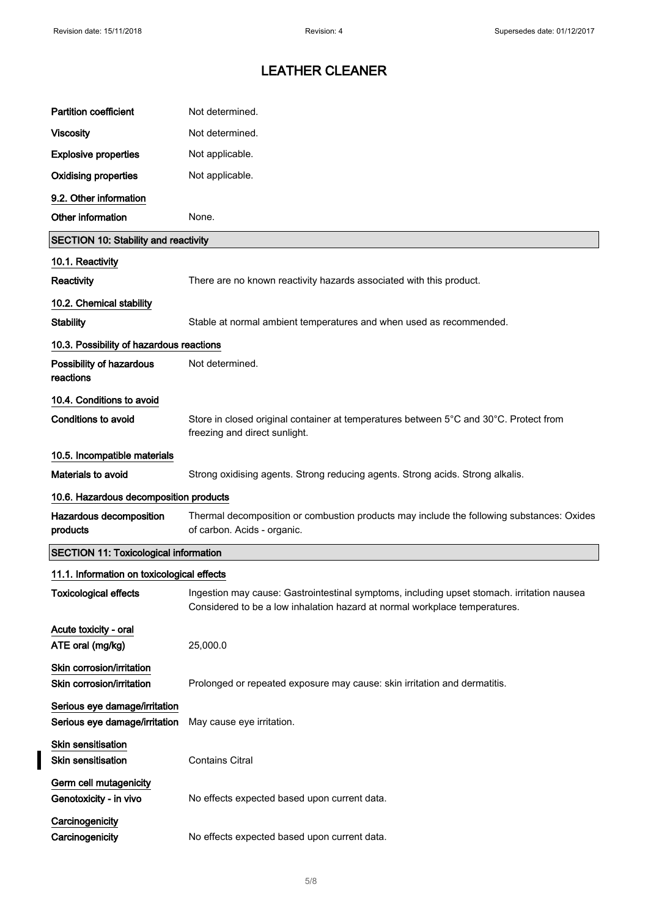# LEATHER CLEANER

| | |
|---|---|
| **Partition coefficient** | Not determined. |
| **Viscosity** | Not determined. |
| **Explosive properties** | Not applicable. |
| **Oxidising properties** | Not applicable. |

**9.2. Other information**

| | |
|---|---|
| **Other information** | None. |

## SECTION 10: Stability and reactivity

**10.1. Reactivity**

| | |
|---|---|
| **Reactivity** | There are no known reactivity hazards associated with this product. |

**10.2. Chemical stability**

| | |
|---|---|
| **Stability** | Stable at normal ambient temperatures and when used as recommended. |

**10.3. Possibility of hazardous reactions**

| | |
|---|---|
| **Possibility of hazardous reactions** | Not determined. |

**10.4. Conditions to avoid**

| | |
|---|---|
| **Conditions to avoid** | Store in closed original container at temperatures between 5°C and 30°C. Protect from freezing and direct sunlight. |

**10.5. Incompatible materials**

| | |
|---|---|
| **Materials to avoid** | Strong oxidising agents. Strong reducing agents. Strong acids. Strong alkalis. |

**10.6. Hazardous decomposition products**

| | |
|---|---|
| **Hazardous decomposition products** | Thermal decomposition or combustion products may include the following substances: Oxides of carbon. Acids - organic. |

## SECTION 11: Toxicological information

**11.1. Information on toxicological effects**

| | |
|---|---|
| **Toxicological effects** | Ingestion may cause: Gastrointestinal symptoms, including upset stomach. irritation nausea Considered to be a low inhalation hazard at normal workplace temperatures. |

**Acute toxicity - oral**

| | |
|---|---|
| **ATE oral (mg/kg)** | 25,000.0 |

**Skin corrosion/irritation**

| | |
|---|---|
| **Skin corrosion/irritation** | Prolonged or repeated exposure may cause: skin irritation and dermatitis. |

**Serious eye damage/irritation**

| | |
|---|---|
| **Serious eye damage/irritation** | May cause eye irritation. |

**Skin sensitisation**

| | |
|---|---|
| **Skin sensitisation** | Contains Citral |

**Germ cell mutagenicity**

| | |
|---|---|
| **Genotoxicity - in vivo** | No effects expected based upon current data. |

**Carcinogenicity**

| | |
|---|---|
| **Carcinogenicity** | No effects expected based upon current data. |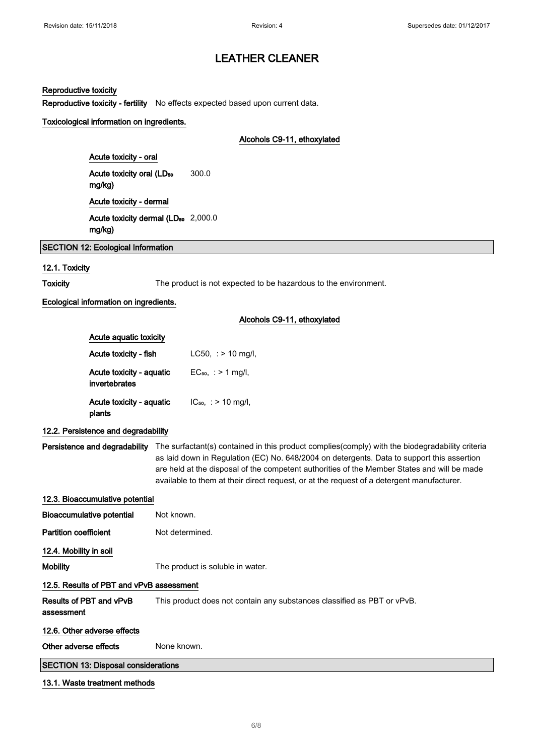# LEATHER CLEANER

**Reproductive toxicity**

**Reproductive toxicity - fertility** No effects expected based upon current data.

**Toxicological information on ingredients.**

**Alcohols C9-11, ethoxylated**

**Acute toxicity - oral**

| | |
|---|---|
| Acute toxicity oral ($LD_{50}$ mg/kg) | 300.0 |

**Acute toxicity - dermal**

| | |
|---|---|
| Acute toxicity dermal ($LD_{50}$ mg/kg) | 2,000.0 |

## SECTION 12: Ecological Information

### 12.1. Toxicity

**Toxicity** The product is not expected to be hazardous to the environment.

**Ecological information on ingredients.**

**Alcohols C9-11, ethoxylated**

**Acute aquatic toxicity**

| | |
|---|---|
| Acute toxicity - fish | LC50, : > 10 mg/l, |
| Acute toxicity - aquatic invertebrates | $EC_{50}$, : > 1 mg/l, |
| Acute toxicity - aquatic plants | $IC_{50}$, : > 10 mg/l, |

### 12.2. Persistence and degradability

**Persistence and degradability** The surfactant(s) contained in this product complies(comply) with the biodegradability criteria as laid down in Regulation (EC) No. 648/2004 on detergents. Data to support this assertion are held at the disposal of the competent authorities of the Member States and will be made available to them at their direct request, or at the request of a detergent manufacturer.

### 12.3. Bioaccumulative potential

**Bioaccumulative potential** Not known.

**Partition coefficient** Not determined.

### 12.4. Mobility in soil

**Mobility** The product is soluble in water.

### 12.5. Results of PBT and vPvB assessment

**Results of PBT and vPvB assessment** This product does not contain any substances classified as PBT or vPvB.

### 12.6. Other adverse effects

**Other adverse effects** None known.

## SECTION 13: Disposal considerations

### 13.1. Waste treatment methods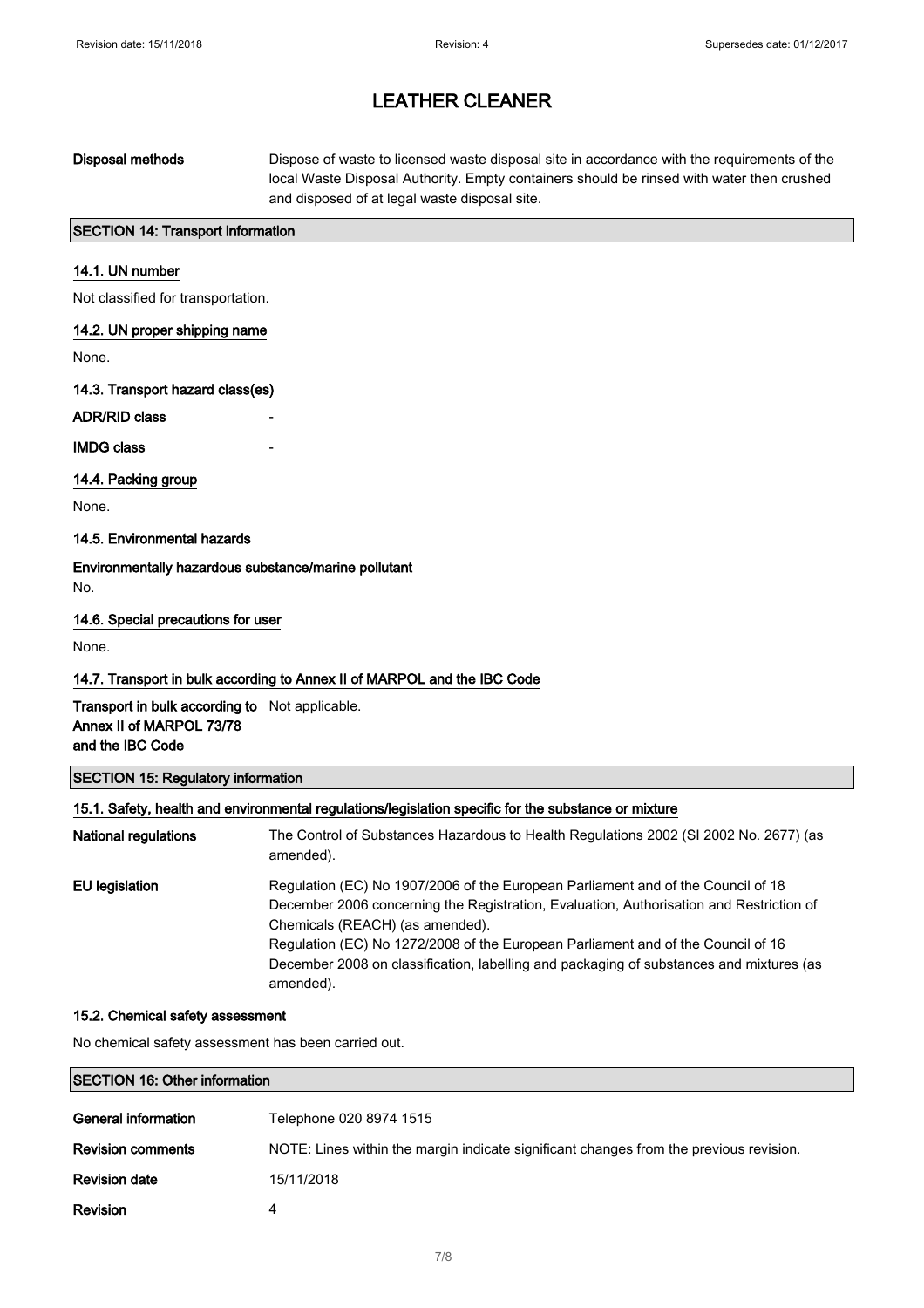# LEATHER CLEANER

**Disposal methods** Dispose of waste to licensed waste disposal site in accordance with the requirements of the local Waste Disposal Authority. Empty containers should be rinsed with water then crushed and disposed of at legal waste disposal site.

## SECTION 14: Transport information

### 14.1. UN number

Not classified for transportation.

### 14.2. UN proper shipping name

None.

### 14.3. Transport hazard class(es)

**ADR/RID class** -

**IMDG class** -

### 14.4. Packing group

None.

### 14.5. Environmental hazards

**Environmentally hazardous substance/marine pollutant**

No.

### 14.6. Special precautions for user

None.

### 14.7. Transport in bulk according to Annex II of MARPOL and the IBC Code

**Transport in bulk according to Annex II of MARPOL 73/78 and the IBC Code** Not applicable.

## SECTION 15: Regulatory information

### 15.1. Safety, health and environmental regulations/legislation specific for the substance or mixture

**National regulations** The Control of Substances Hazardous to Health Regulations 2002 (SI 2002 No. 2677) (as amended).

**EU legislation** Regulation (EC) No 1907/2006 of the European Parliament and of the Council of 18 December 2006 concerning the Registration, Evaluation, Authorisation and Restriction of Chemicals (REACH) (as amended).
Regulation (EC) No 1272/2008 of the European Parliament and of the Council of 16 December 2008 on classification, labelling and packaging of substances and mixtures (as amended).

### 15.2. Chemical safety assessment

No chemical safety assessment has been carried out.

## SECTION 16: Other information

**General information** Telephone 020 8974 1515

**Revision comments** NOTE: Lines within the margin indicate significant changes from the previous revision.

**Revision date** 15/11/2018

**Revision** 4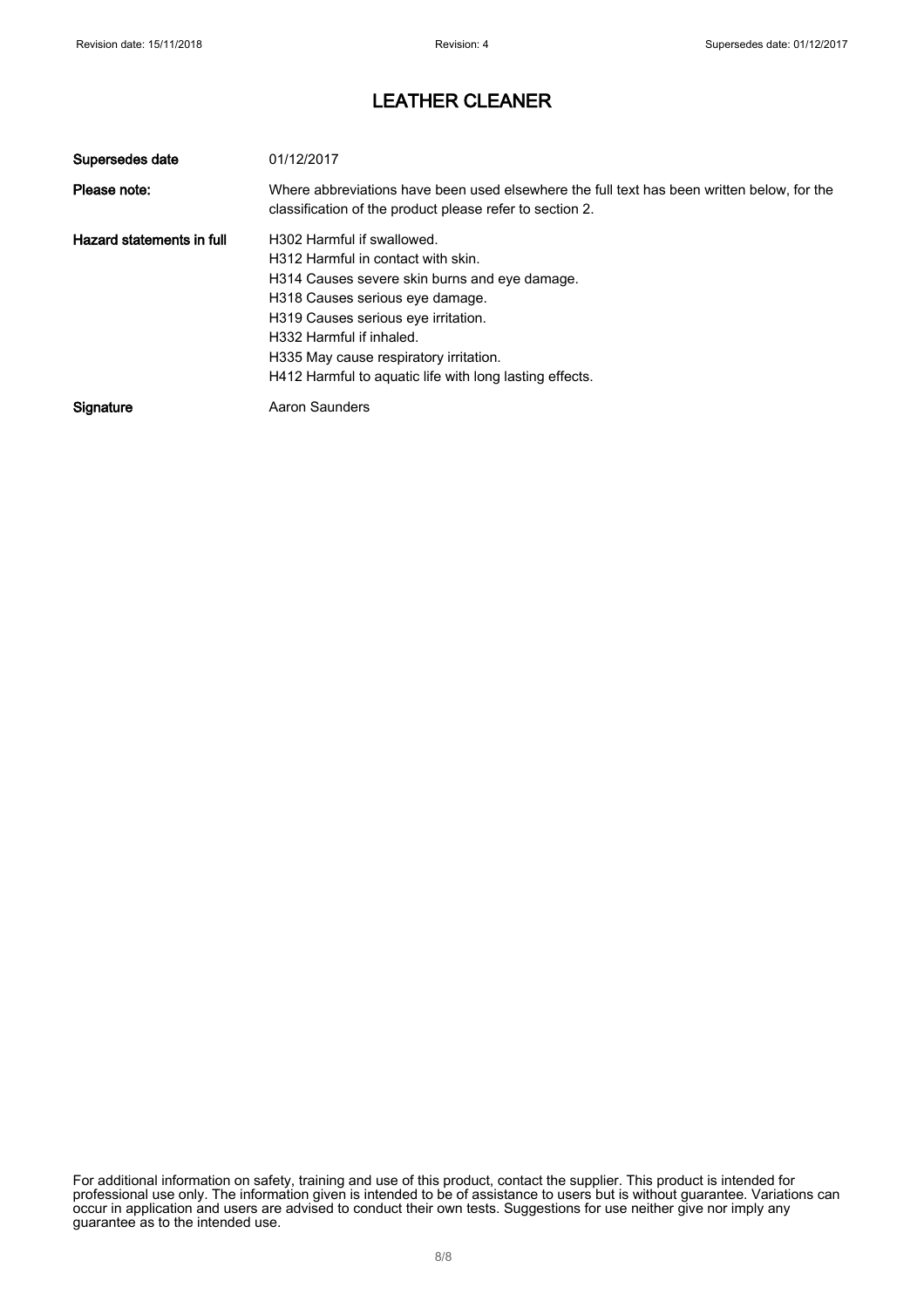# LEATHER CLEANER

| | |
|---|---|
| **Supersedes date** | 01/12/2017 |
| **Please note:** | Where abbreviations have been used elsewhere the full text has been written below, for the classification of the product please refer to section 2. |
| **Hazard statements in full** | H302 Harmful if swallowed.<br>H312 Harmful in contact with skin.<br>H314 Causes severe skin burns and eye damage.<br>H318 Causes serious eye damage.<br>H319 Causes serious eye irritation.<br>H332 Harmful if inhaled.<br>H335 May cause respiratory irritation.<br>H412 Harmful to aquatic life with long lasting effects. |
| **Signature** | Aaron Saunders |

For additional information on safety, training and use of this product, contact the supplier. This product is intended for professional use only. The information given is intended to be of assistance to users but is without guarantee. Variations can occur in application and users are advised to conduct their own tests. Suggestions for use neither give nor imply any guarantee as to the intended use.